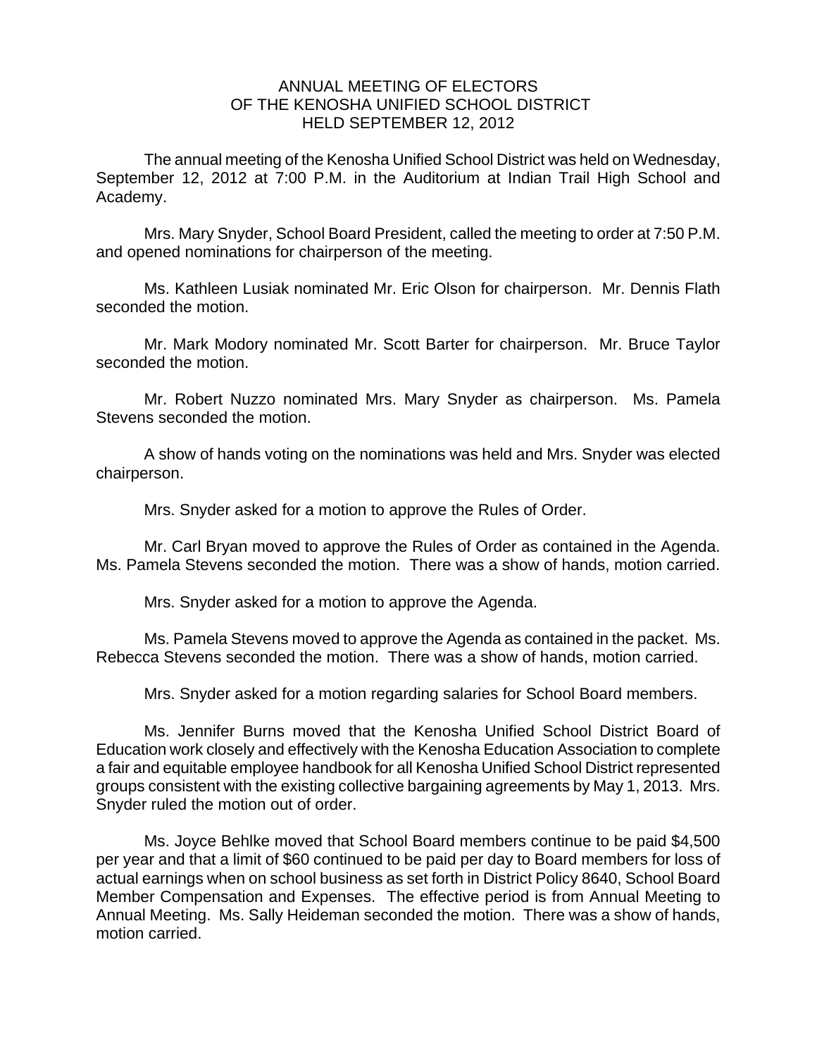# ANNUAL MEETING OF ELECTORS
# OF THE KENOSHA UNIFIED SCHOOL DISTRICT
# HELD SEPTEMBER 12, 2012

The annual meeting of the Kenosha Unified School District was held on Wednesday, September 12, 2012 at 7:00 P.M. in the Auditorium at Indian Trail High School and Academy.

Mrs. Mary Snyder, School Board President, called the meeting to order at 7:50 P.M. and opened nominations for chairperson of the meeting.

Ms. Kathleen Lusiak nominated Mr. Eric Olson for chairperson. Mr. Dennis Flath seconded the motion.

Mr. Mark Modory nominated Mr. Scott Barter for chairperson. Mr. Bruce Taylor seconded the motion.

Mr. Robert Nuzzo nominated Mrs. Mary Snyder as chairperson. Ms. Pamela Stevens seconded the motion.

A show of hands voting on the nominations was held and Mrs. Snyder was elected chairperson.

Mrs. Snyder asked for a motion to approve the Rules of Order.

Mr. Carl Bryan moved to approve the Rules of Order as contained in the Agenda. Ms. Pamela Stevens seconded the motion. There was a show of hands, motion carried.

Mrs. Snyder asked for a motion to approve the Agenda.

Ms. Pamela Stevens moved to approve the Agenda as contained in the packet. Ms. Rebecca Stevens seconded the motion. There was a show of hands, motion carried.

Mrs. Snyder asked for a motion regarding salaries for School Board members.

Ms. Jennifer Burns moved that the Kenosha Unified School District Board of Education work closely and effectively with the Kenosha Education Association to complete a fair and equitable employee handbook for all Kenosha Unified School District represented groups consistent with the existing collective bargaining agreements by May 1, 2013. Mrs. Snyder ruled the motion out of order.

Ms. Joyce Behlke moved that School Board members continue to be paid $4,500 per year and that a limit of $60 continued to be paid per day to Board members for loss of actual earnings when on school business as set forth in District Policy 8640, School Board Member Compensation and Expenses. The effective period is from Annual Meeting to Annual Meeting. Ms. Sally Heideman seconded the motion. There was a show of hands, motion carried.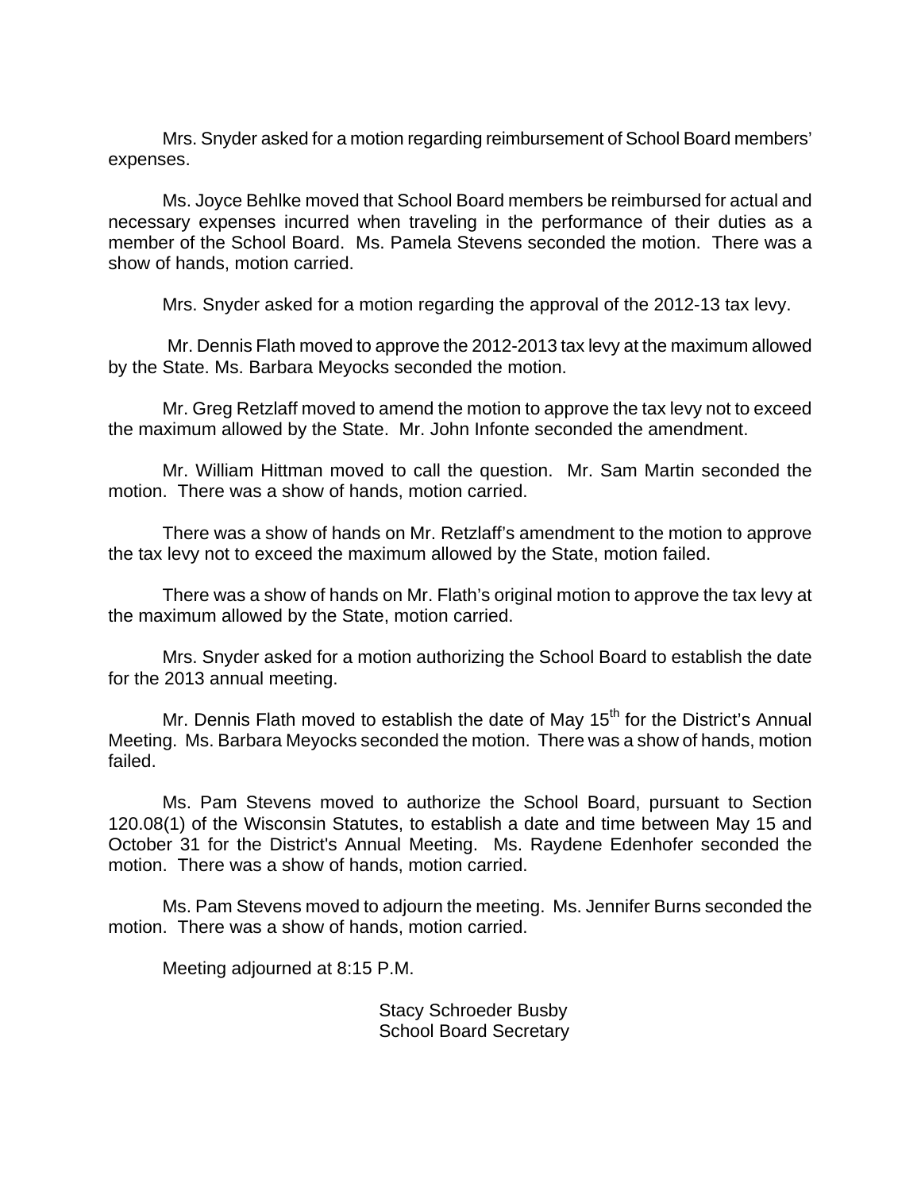Mrs. Snyder asked for a motion regarding reimbursement of School Board members' expenses.

Ms. Joyce Behlke moved that School Board members be reimbursed for actual and necessary expenses incurred when traveling in the performance of their duties as a member of the School Board. Ms. Pamela Stevens seconded the motion. There was a show of hands, motion carried.

Mrs. Snyder asked for a motion regarding the approval of the 2012-13 tax levy.

Mr. Dennis Flath moved to approve the 2012-2013 tax levy at the maximum allowed by the State. Ms. Barbara Meyocks seconded the motion.

Mr. Greg Retzlaff moved to amend the motion to approve the tax levy not to exceed the maximum allowed by the State. Mr. John Infonte seconded the amendment.

Mr. William Hittman moved to call the question. Mr. Sam Martin seconded the motion. There was a show of hands, motion carried.

There was a show of hands on Mr. Retzlaff's amendment to the motion to approve the tax levy not to exceed the maximum allowed by the State, motion failed.

There was a show of hands on Mr. Flath's original motion to approve the tax levy at the maximum allowed by the State, motion carried.

Mrs. Snyder asked for a motion authorizing the School Board to establish the date for the 2013 annual meeting.

Mr. Dennis Flath moved to establish the date of May 15th for the District's Annual Meeting. Ms. Barbara Meyocks seconded the motion. There was a show of hands, motion failed.

Ms. Pam Stevens moved to authorize the School Board, pursuant to Section 120.08(1) of the Wisconsin Statutes, to establish a date and time between May 15 and October 31 for the District's Annual Meeting. Ms. Raydene Edenhofer seconded the motion. There was a show of hands, motion carried.

Ms. Pam Stevens moved to adjourn the meeting. Ms. Jennifer Burns seconded the motion. There was a show of hands, motion carried.

Meeting adjourned at 8:15 P.M.

Stacy Schroeder Busby
School Board Secretary